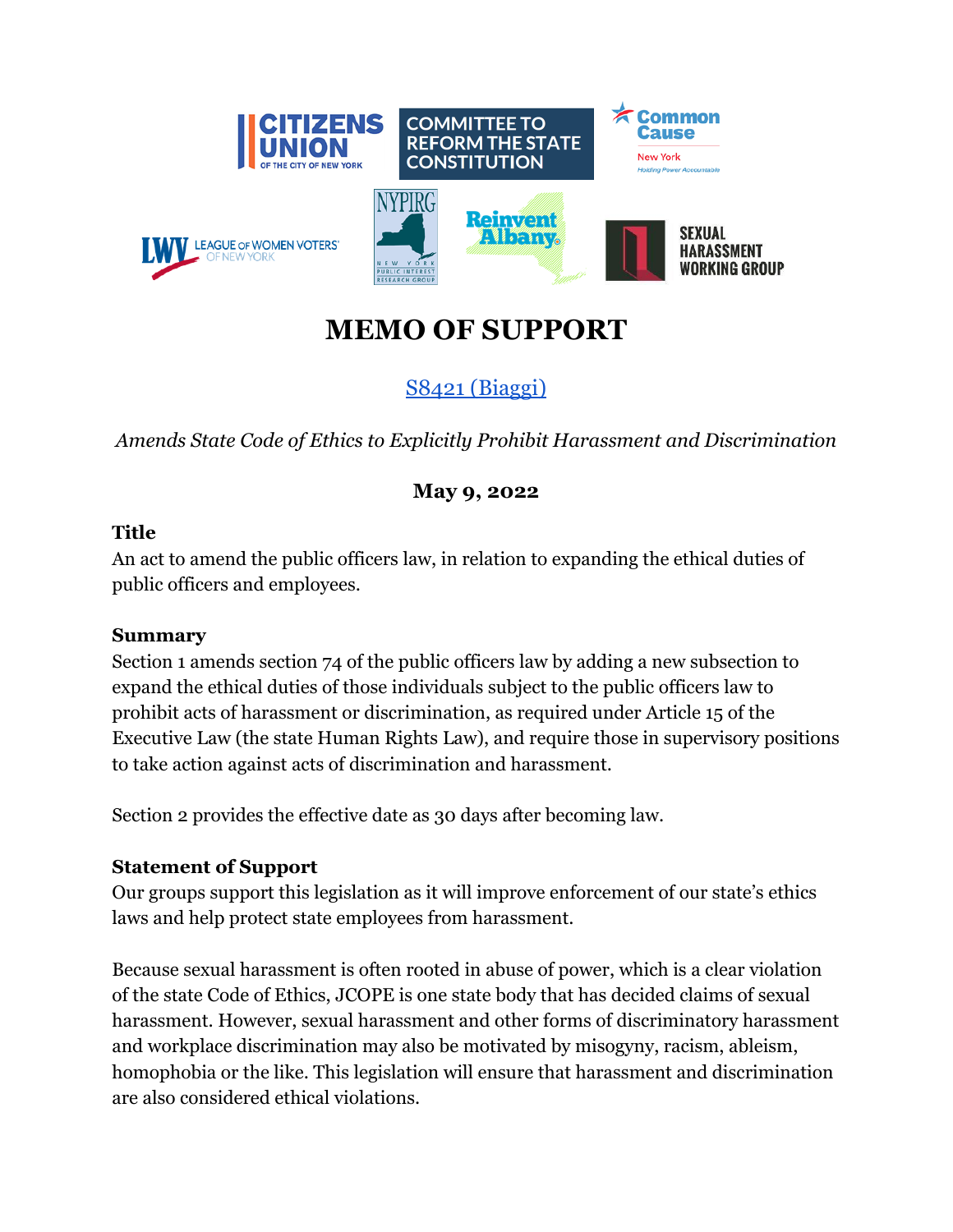# MEMO OF SUPPORT

[S8421 (Biaggi)](#)

*Amends State Code of Ethics to Explicitly Prohibit Harassment and Discrimination*

**May 9, 2022**

**Title**

An act to amend the public officers law, in relation to expanding the ethical duties of public officers and employees.

**Summary**

Section 1 amends section 74 of the public officers law by adding a new subsection to expand the ethical duties of those individuals subject to the public officers law to prohibit acts of harassment or discrimination, as required under Article 15 of the Executive Law (the state Human Rights Law), and require those in supervisory positions to take action against acts of discrimination and harassment.

Section 2 provides the effective date as 30 days after becoming law.

**Statement of Support**

Our groups support this legislation as it will improve enforcement of our state's ethics laws and help protect state employees from harassment.

Because sexual harassment is often rooted in abuse of power, which is a clear violation of the state Code of Ethics, JCOPE is one state body that has decided claims of sexual harassment. However, sexual harassment and other forms of discriminatory harassment and workplace discrimination may also be motivated by misogyny, racism, ableism, homophobia or the like. This legislation will ensure that harassment and discrimination are also considered ethical violations.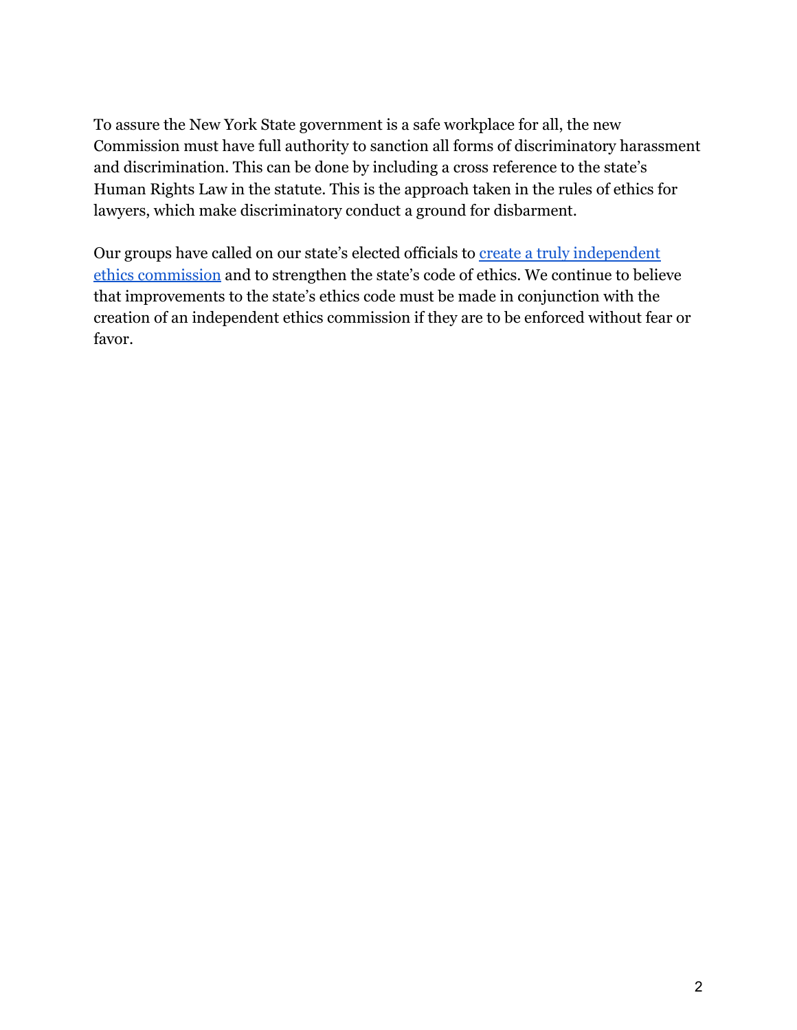To assure the New York State government is a safe workplace for all, the new Commission must have full authority to sanction all forms of discriminatory harassment and discrimination. This can be done by including a cross reference to the state's Human Rights Law in the statute. This is the approach taken in the rules of ethics for lawyers, which make discriminatory conduct a ground for disbarment.

Our groups have called on our state's elected officials to create a truly independent ethics commission and to strengthen the state's code of ethics. We continue to believe that improvements to the state's ethics code must be made in conjunction with the creation of an independent ethics commission if they are to be enforced without fear or favor.